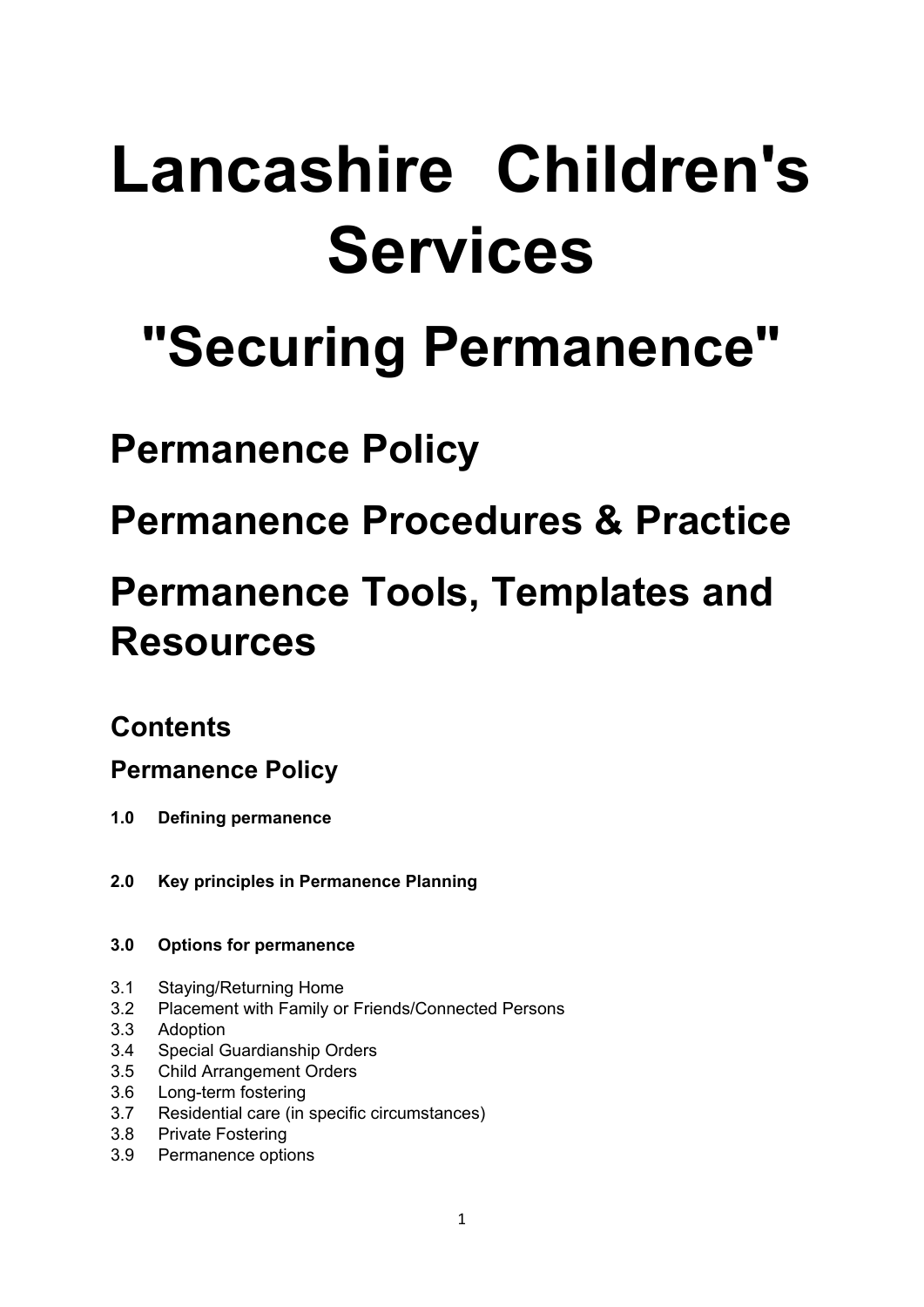# Lancashire Children's Services

# "Securing Permanence"

## Permanence Policy

## Permanence Procedures & Practice

## Permanence Tools, Templates and Resources

### Contents

### Permanence Policy

**1.0 Defining permanence**

**2.0 Key principles in Permanence Planning**

**3.0 Options for permanence**

3.1 Staying/Returning Home
3.2 Placement with Family or Friends/Connected Persons
3.3 Adoption
3.4 Special Guardianship Orders
3.5 Child Arrangement Orders
3.6 Long-term fostering
3.7 Residential care (in specific circumstances)
3.8 Private Fostering
3.9 Permanence options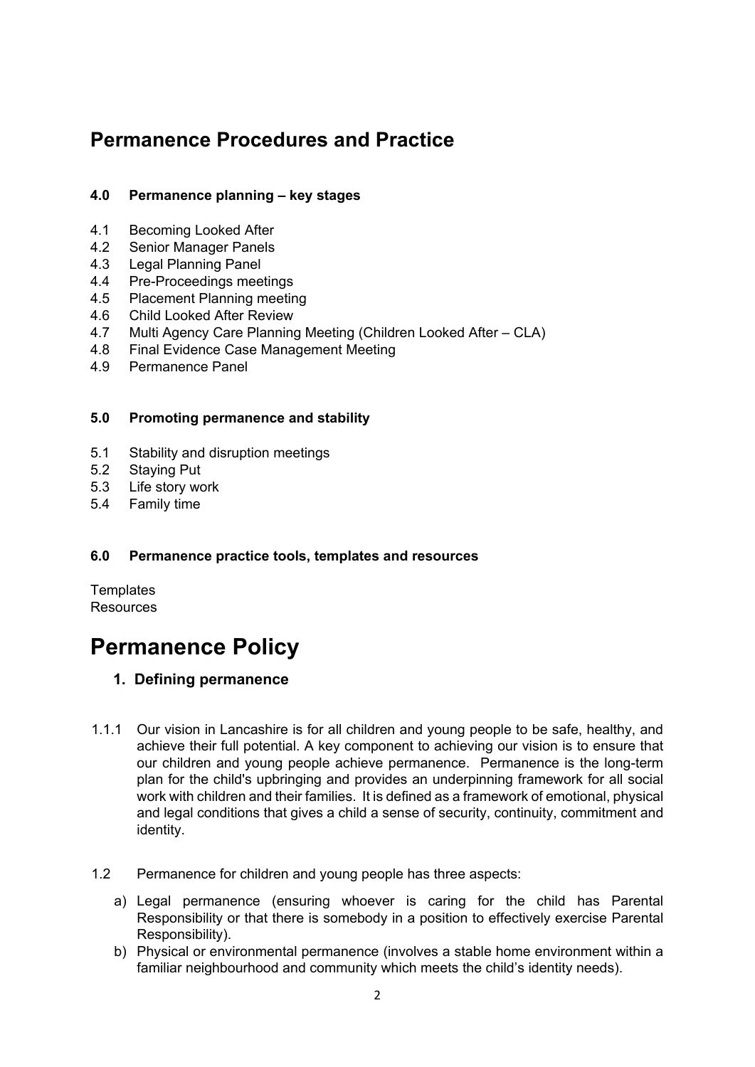## Permanence Procedures and Practice

**4.0 Permanence planning – key stages**

- 4.1 Becoming Looked After
- 4.2 Senior Manager Panels
- 4.3 Legal Planning Panel
- 4.4 Pre-Proceedings meetings
- 4.5 Placement Planning meeting
- 4.6 Child Looked After Review
- 4.7 Multi Agency Care Planning Meeting (Children Looked After – CLA)
- 4.8 Final Evidence Case Management Meeting
- 4.9 Permanence Panel

**5.0 Promoting permanence and stability**

- 5.1 Stability and disruption meetings
- 5.2 Staying Put
- 5.3 Life story work
- 5.4 Family time

**6.0 Permanence practice tools, templates and resources**

Templates
Resources

# Permanence Policy

### 1. Defining permanence

1.1.1 Our vision in Lancashire is for all children and young people to be safe, healthy, and achieve their full potential. A key component to achieving our vision is to ensure that our children and young people achieve permanence. Permanence is the long-term plan for the child's upbringing and provides an underpinning framework for all social work with children and their families. It is defined as a framework of emotional, physical and legal conditions that gives a child a sense of security, continuity, commitment and identity.

1.2 Permanence for children and young people has three aspects:

a) Legal permanence (ensuring whoever is caring for the child has Parental Responsibility or that there is somebody in a position to effectively exercise Parental Responsibility).
b) Physical or environmental permanence (involves a stable home environment within a familiar neighbourhood and community which meets the child's identity needs).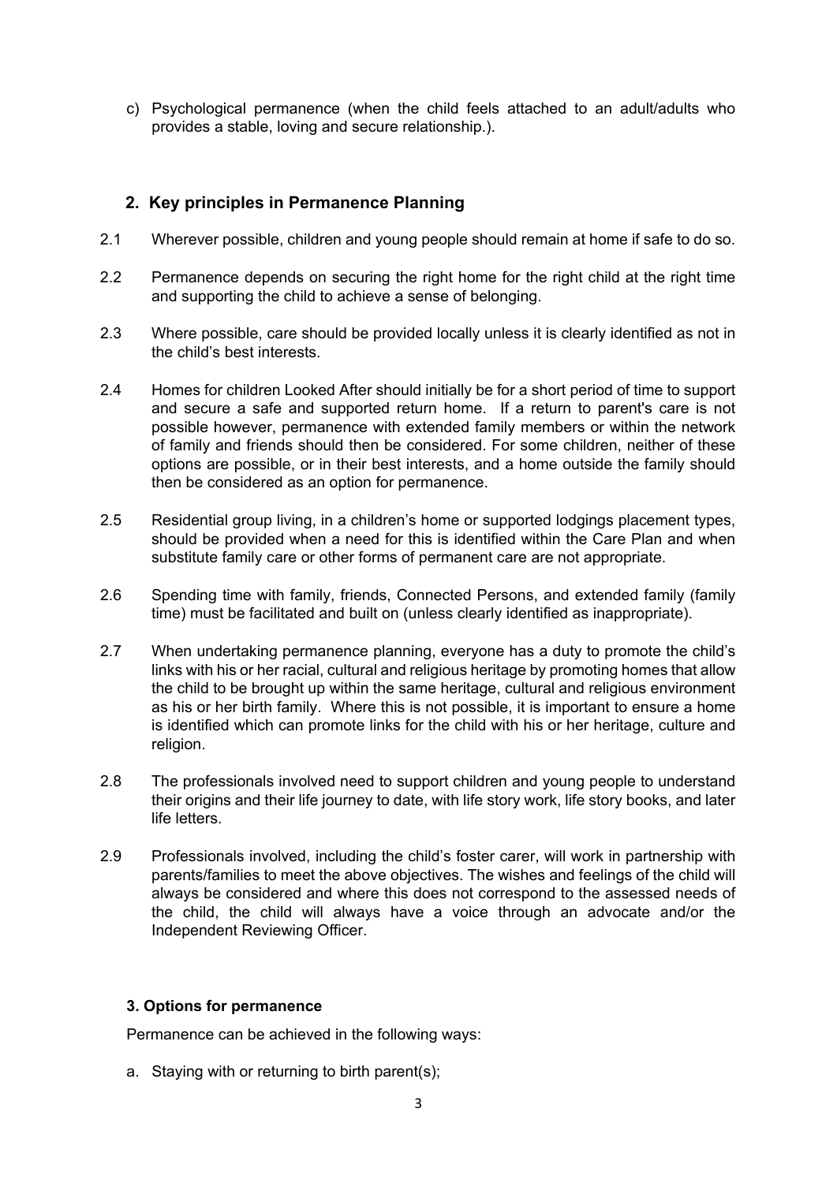c) Psychological permanence (when the child feels attached to an adult/adults who provides a stable, loving and secure relationship.).

## 2. Key principles in Permanence Planning

2.1 Wherever possible, children and young people should remain at home if safe to do so.

2.2 Permanence depends on securing the right home for the right child at the right time and supporting the child to achieve a sense of belonging.

2.3 Where possible, care should be provided locally unless it is clearly identified as not in the child's best interests.

2.4 Homes for children Looked After should initially be for a short period of time to support and secure a safe and supported return home. If a return to parent's care is not possible however, permanence with extended family members or within the network of family and friends should then be considered. For some children, neither of these options are possible, or in their best interests, and a home outside the family should then be considered as an option for permanence.

2.5 Residential group living, in a children's home or supported lodgings placement types, should be provided when a need for this is identified within the Care Plan and when substitute family care or other forms of permanent care are not appropriate.

2.6 Spending time with family, friends, Connected Persons, and extended family (family time) must be facilitated and built on (unless clearly identified as inappropriate).

2.7 When undertaking permanence planning, everyone has a duty to promote the child's links with his or her racial, cultural and religious heritage by promoting homes that allow the child to be brought up within the same heritage, cultural and religious environment as his or her birth family. Where this is not possible, it is important to ensure a home is identified which can promote links for the child with his or her heritage, culture and religion.

2.8 The professionals involved need to support children and young people to understand their origins and their life journey to date, with life story work, life story books, and later life letters.

2.9 Professionals involved, including the child's foster carer, will work in partnership with parents/families to meet the above objectives. The wishes and feelings of the child will always be considered and where this does not correspond to the assessed needs of the child, the child will always have a voice through an advocate and/or the Independent Reviewing Officer.

### 3. Options for permanence

Permanence can be achieved in the following ways:

a. Staying with or returning to birth parent(s);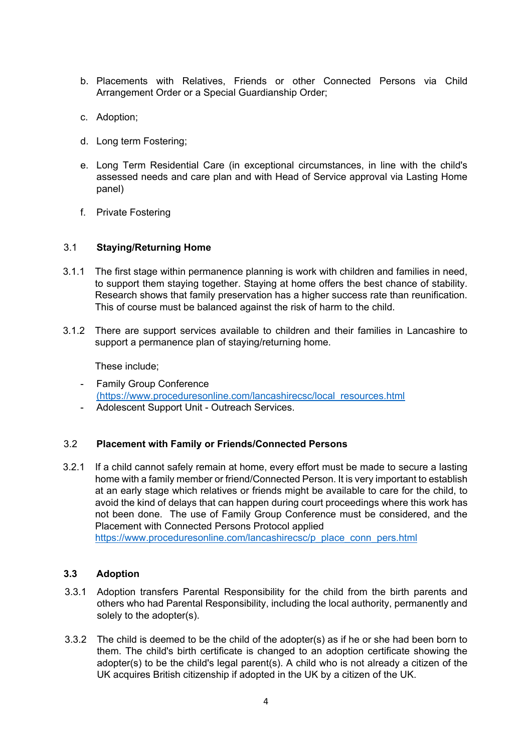b. Placements with Relatives, Friends or other Connected Persons via Child Arrangement Order or a Special Guardianship Order;

c. Adoption;

d. Long term Fostering;

e. Long Term Residential Care (in exceptional circumstances, in line with the child's assessed needs and care plan and with Head of Service approval via Lasting Home panel)

f. Private Fostering

### 3.1 Staying/Returning Home

3.1.1 The first stage within permanence planning is work with children and families in need, to support them staying together. Staying at home offers the best chance of stability. Research shows that family preservation has a higher success rate than reunification. This of course must be balanced against the risk of harm to the child.

3.1.2 There are support services available to children and their families in Lancashire to support a permanence plan of staying/returning home.

These include;

- Family Group Conference (https://www.proceduresonline.com/lancashirecsc/local_resources.html)
- Adolescent Support Unit - Outreach Services.

### 3.2 Placement with Family or Friends/Connected Persons

3.2.1 If a child cannot safely remain at home, every effort must be made to secure a lasting home with a family member or friend/Connected Person. It is very important to establish at an early stage which relatives or friends might be available to care for the child, to avoid the kind of delays that can happen during court proceedings where this work has not been done. The use of Family Group Conference must be considered, and the Placement with Connected Persons Protocol applied https://www.proceduresonline.com/lancashirecsc/p_place_conn_pers.html

### 3.3 Adoption

3.3.1 Adoption transfers Parental Responsibility for the child from the birth parents and others who had Parental Responsibility, including the local authority, permanently and solely to the adopter(s).

3.3.2 The child is deemed to be the child of the adopter(s) as if he or she had been born to them. The child's birth certificate is changed to an adoption certificate showing the adopter(s) to be the child's legal parent(s). A child who is not already a citizen of the UK acquires British citizenship if adopted in the UK by a citizen of the UK.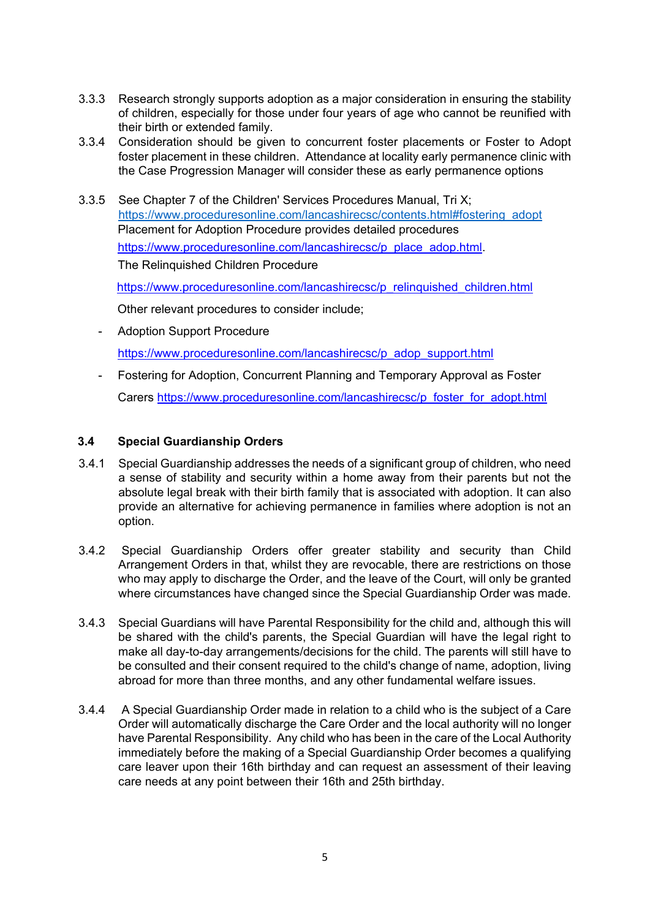3.3.3 Research strongly supports adoption as a major consideration in ensuring the stability of children, especially for those under four years of age who cannot be reunified with their birth or extended family.

3.3.4 Consideration should be given to concurrent foster placements or Foster to Adopt foster placement in these children. Attendance at locality early permanence clinic with the Case Progression Manager will consider these as early permanence options

3.3.5 See Chapter 7 of the Children' Services Procedures Manual, Tri X; https://www.proceduresonline.com/lancashirecsc/contents.html#fostering_adopt
Placement for Adoption Procedure provides detailed procedures
https://www.proceduresonline.com/lancashirecsc/p_place_adop.html.
The Relinquished Children Procedure
https://www.proceduresonline.com/lancashirecsc/p_relinquished_children.html
Other relevant procedures to consider include;

- Adoption Support Procedure
  https://www.proceduresonline.com/lancashirecsc/p_adop_support.html
- Fostering for Adoption, Concurrent Planning and Temporary Approval as Foster Carers https://www.proceduresonline.com/lancashirecsc/p_foster_for_adopt.html

### 3.4 Special Guardianship Orders

3.4.1 Special Guardianship addresses the needs of a significant group of children, who need a sense of stability and security within a home away from their parents but not the absolute legal break with their birth family that is associated with adoption. It can also provide an alternative for achieving permanence in families where adoption is not an option.

3.4.2 Special Guardianship Orders offer greater stability and security than Child Arrangement Orders in that, whilst they are revocable, there are restrictions on those who may apply to discharge the Order, and the leave of the Court, will only be granted where circumstances have changed since the Special Guardianship Order was made.

3.4.3 Special Guardians will have Parental Responsibility for the child and, although this will be shared with the child's parents, the Special Guardian will have the legal right to make all day-to-day arrangements/decisions for the child. The parents will still have to be consulted and their consent required to the child's change of name, adoption, living abroad for more than three months, and any other fundamental welfare issues.

3.4.4 A Special Guardianship Order made in relation to a child who is the subject of a Care Order will automatically discharge the Care Order and the local authority will no longer have Parental Responsibility. Any child who has been in the care of the Local Authority immediately before the making of a Special Guardianship Order becomes a qualifying care leaver upon their 16th birthday and can request an assessment of their leaving care needs at any point between their 16th and 25th birthday.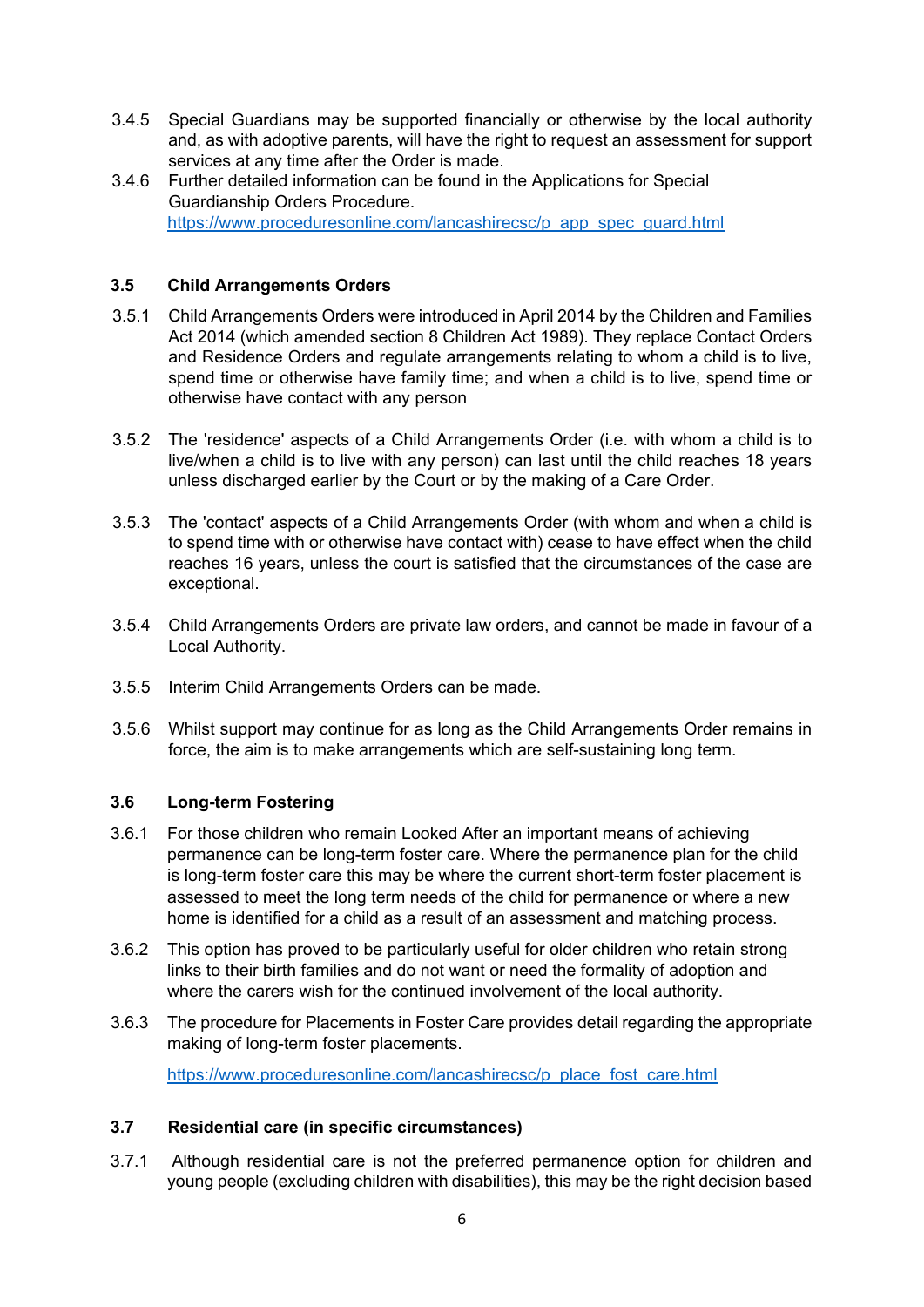3.4.5 Special Guardians may be supported financially or otherwise by the local authority and, as with adoptive parents, will have the right to request an assessment for support services at any time after the Order is made.

3.4.6 Further detailed information can be found in the Applications for Special Guardianship Orders Procedure. https://www.proceduresonline.com/lancashirecsc/p_app_spec_guard.html

### 3.5 Child Arrangements Orders

3.5.1 Child Arrangements Orders were introduced in April 2014 by the Children and Families Act 2014 (which amended section 8 Children Act 1989). They replace Contact Orders and Residence Orders and regulate arrangements relating to whom a child is to live, spend time or otherwise have family time; and when a child is to live, spend time or otherwise have contact with any person

3.5.2 The 'residence' aspects of a Child Arrangements Order (i.e. with whom a child is to live/when a child is to live with any person) can last until the child reaches 18 years unless discharged earlier by the Court or by the making of a Care Order.

3.5.3 The 'contact' aspects of a Child Arrangements Order (with whom and when a child is to spend time with or otherwise have contact with) cease to have effect when the child reaches 16 years, unless the court is satisfied that the circumstances of the case are exceptional.

3.5.4 Child Arrangements Orders are private law orders, and cannot be made in favour of a Local Authority.

3.5.5 Interim Child Arrangements Orders can be made.

3.5.6 Whilst support may continue for as long as the Child Arrangements Order remains in force, the aim is to make arrangements which are self-sustaining long term.

### 3.6 Long-term Fostering

3.6.1 For those children who remain Looked After an important means of achieving permanence can be long-term foster care. Where the permanence plan for the child is long-term foster care this may be where the current short-term foster placement is assessed to meet the long term needs of the child for permanence or where a new home is identified for a child as a result of an assessment and matching process.

3.6.2 This option has proved to be particularly useful for older children who retain strong links to their birth families and do not want or need the formality of adoption and where the carers wish for the continued involvement of the local authority.

3.6.3 The procedure for Placements in Foster Care provides detail regarding the appropriate making of long-term foster placements.

https://www.proceduresonline.com/lancashirecsc/p_place_fost_care.html

### 3.7 Residential care (in specific circumstances)

3.7.1 Although residential care is not the preferred permanence option for children and young people (excluding children with disabilities), this may be the right decision based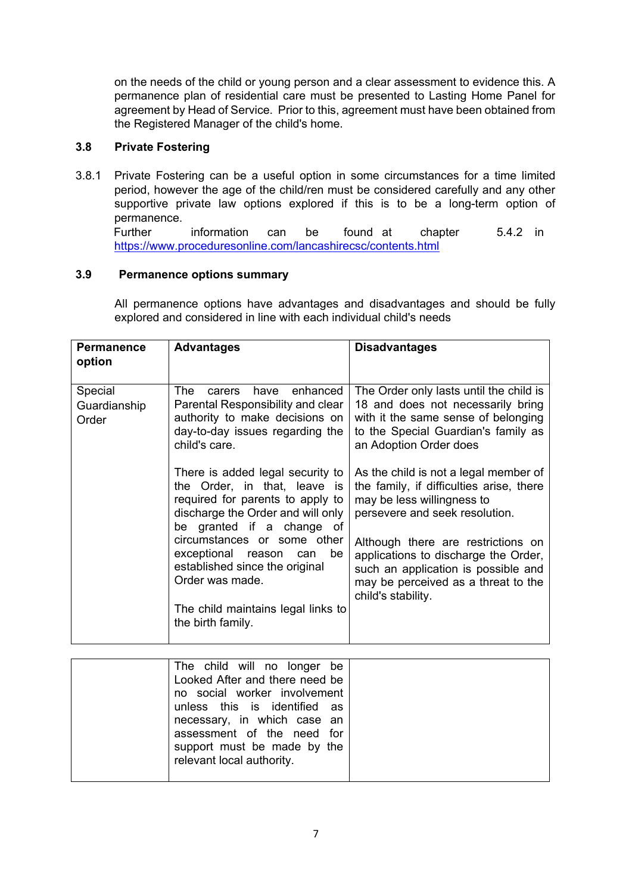on the needs of the child or young person and a clear assessment to evidence this. A permanence plan of residential care must be presented to Lasting Home Panel for agreement by Head of Service. Prior to this, agreement must have been obtained from the Registered Manager of the child's home.

### 3.8 Private Fostering

3.8.1 Private Fostering can be a useful option in some circumstances for a time limited period, however the age of the child/ren must be considered carefully and any other supportive private law options explored if this is to be a long-term option of permanence.
Further information can be found at chapter 5.4.2 in https://www.proceduresonline.com/lancashirecsc/contents.html

### 3.9 Permanence options summary

All permanence options have advantages and disadvantages and should be fully explored and considered in line with each individual child's needs

| Permanence option | Advantages | Disadvantages |
|---|---|---|
| Special Guardianship Order | The carers have enhanced Parental Responsibility and clear authority to make decisions on day-to-day issues regarding the child's care.<br><br>There is added legal security to the Order, in that, leave is required for parents to apply to discharge the Order and will only be granted if a change of circumstances or some other exceptional reason can be established since the original Order was made.<br><br>The child maintains legal links to the birth family.<br><br>The child will no longer be Looked After and there need be no social worker involvement unless this is identified as necessary, in which case an assessment of the need for support must be made by the relevant local authority. | The Order only lasts until the child is 18 and does not necessarily bring with it the same sense of belonging to the Special Guardian's family as an Adoption Order does<br><br>As the child is not a legal member of the family, if difficulties arise, there may be less willingness to persevere and seek resolution.<br><br>Although there are restrictions on applications to discharge the Order, such an application is possible and may be perceived as a threat to the child's stability. |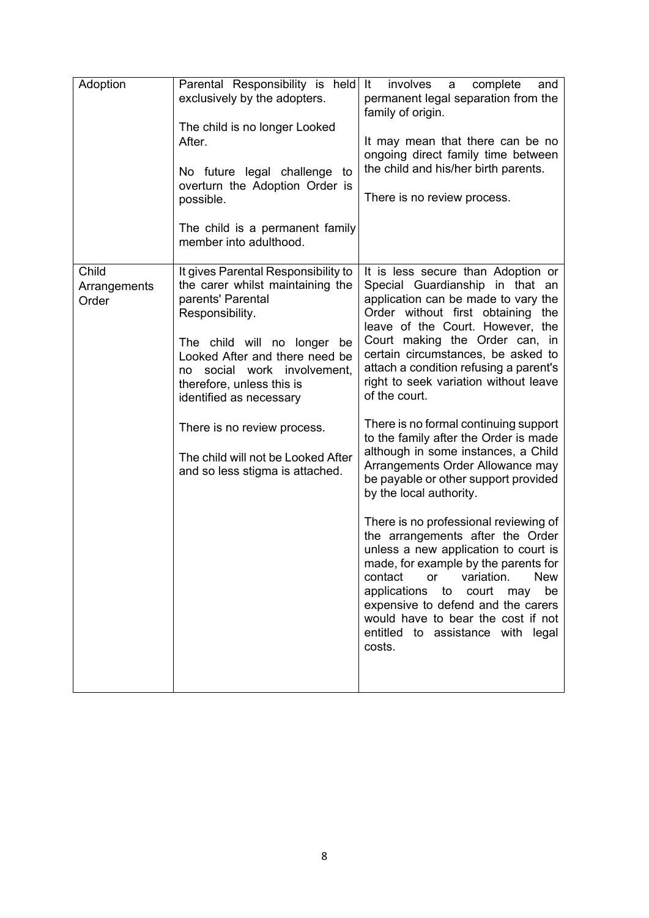| | | |
|---|---|---|
| Adoption | Parental Responsibility is held exclusively by the adopters.<br><br>The child is no longer Looked After.<br><br>No future legal challenge to overturn the Adoption Order is possible.<br><br>The child is a permanent family member into adulthood. | It involves a complete and permanent legal separation from the family of origin.<br><br>It may mean that there can be no ongoing direct family time between the child and his/her birth parents.<br><br>There is no review process. |
| Child Arrangements Order | It gives Parental Responsibility to the carer whilst maintaining the parents' Parental Responsibility.<br><br>The child will no longer be Looked After and there need be no social work involvement, therefore, unless this is identified as necessary<br><br>There is no review process.<br><br>The child will not be Looked After and so less stigma is attached. | It is less secure than Adoption or Special Guardianship in that an application can be made to vary the Order without first obtaining the leave of the Court. However, the Court making the Order can, in certain circumstances, be asked to attach a condition refusing a parent's right to seek variation without leave of the court.<br><br>There is no formal continuing support to the family after the Order is made although in some instances, a Child Arrangements Order Allowance may be payable or other support provided by the local authority.<br><br>There is no professional reviewing of the arrangements after the Order unless a new application to court is made, for example by the parents for contact or variation. New applications to court may be expensive to defend and the carers would have to bear the cost if not entitled to assistance with legal costs. |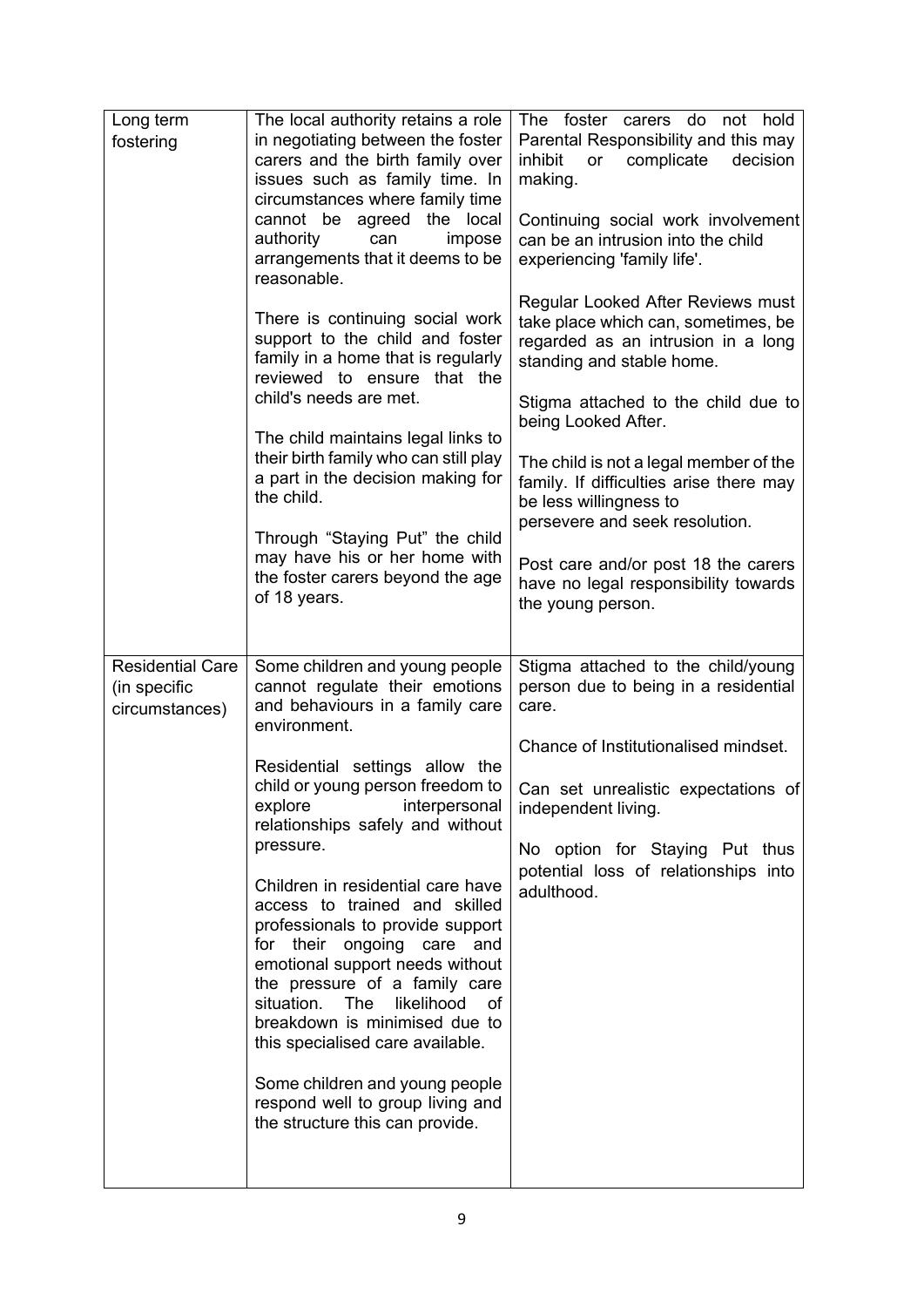| | | |
|---|---|---|
| Long term fostering | The local authority retains a role in negotiating between the foster carers and the birth family over issues such as family time. In circumstances where family time cannot be agreed the local authority can impose arrangements that it deems to be reasonable.<br><br>There is continuing social work support to the child and foster family in a home that is regularly reviewed to ensure that the child's needs are met.<br><br>The child maintains legal links to their birth family who can still play a part in the decision making for the child.<br><br>Through "Staying Put" the child may have his or her home with the foster carers beyond the age of 18 years. | The foster carers do not hold Parental Responsibility and this may inhibit or complicate decision making.<br><br>Continuing social work involvement can be an intrusion into the child experiencing 'family life'.<br><br>Regular Looked After Reviews must take place which can, sometimes, be regarded as an intrusion in a long standing and stable home.<br><br>Stigma attached to the child due to being Looked After.<br><br>The child is not a legal member of the family. If difficulties arise there may be less willingness to persevere and seek resolution.<br><br>Post care and/or post 18 the carers have no legal responsibility towards the young person. |
| Residential Care (in specific circumstances) | Some children and young people cannot regulate their emotions and behaviours in a family care environment.<br><br>Residential settings allow the child or young person freedom to explore interpersonal relationships safely and without pressure.<br><br>Children in residential care have access to trained and skilled professionals to provide support for their ongoing care and emotional support needs without the pressure of a family care situation. The likelihood of breakdown is minimised due to this specialised care available.<br><br>Some children and young people respond well to group living and the structure this can provide. | Stigma attached to the child/young person due to being in a residential care.<br><br>Chance of Institutionalised mindset.<br><br>Can set unrealistic expectations of independent living.<br><br>No option for Staying Put thus potential loss of relationships into adulthood. |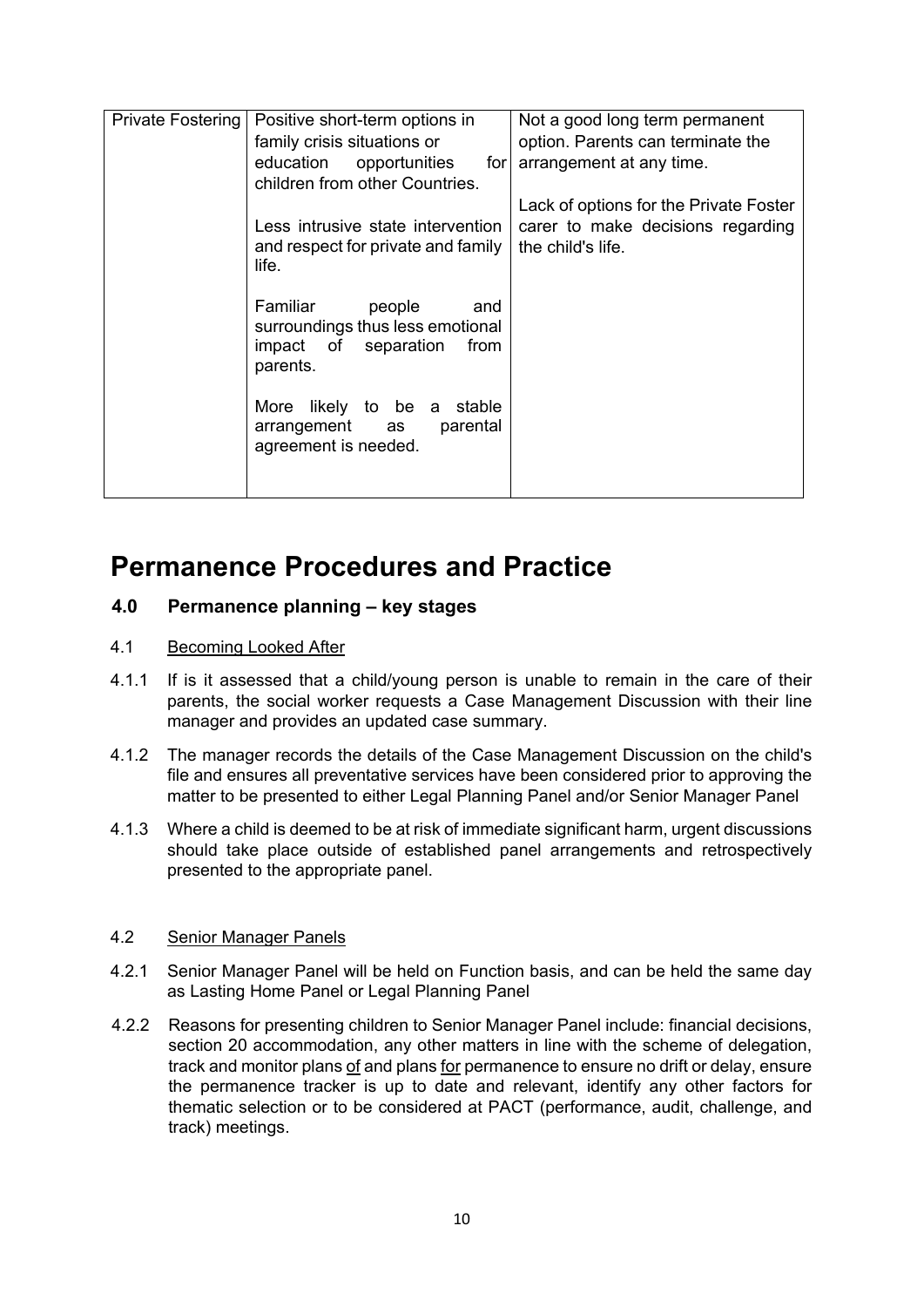| Private Fostering | Positive short-term options in family crisis situations or education opportunities for children from other Countries.<br><br>Less intrusive state intervention and respect for private and family life.<br><br>Familiar people and surroundings thus less emotional impact of separation from parents.<br><br>More likely to be a stable arrangement as parental agreement is needed. | Not a good long term permanent option. Parents can terminate the arrangement at any time.<br><br>Lack of options for the Private Foster carer to make decisions regarding the child's life. |
|---|---|---|

# Permanence Procedures and Practice

## 4.0 Permanence planning – key stages

4.1 <u>Becoming Looked After</u>

4.1.1 If is it assessed that a child/young person is unable to remain in the care of their parents, the social worker requests a Case Management Discussion with their line manager and provides an updated case summary.

4.1.2 The manager records the details of the Case Management Discussion on the child's file and ensures all preventative services have been considered prior to approving the matter to be presented to either Legal Planning Panel and/or Senior Manager Panel

4.1.3 Where a child is deemed to be at risk of immediate significant harm, urgent discussions should take place outside of established panel arrangements and retrospectively presented to the appropriate panel.

4.2 <u>Senior Manager Panels</u>

4.2.1 Senior Manager Panel will be held on Function basis, and can be held the same day as Lasting Home Panel or Legal Planning Panel

4.2.2 Reasons for presenting children to Senior Manager Panel include: financial decisions, section 20 accommodation, any other matters in line with the scheme of delegation, track and monitor plans <u>of</u> and plans <u>for</u> permanence to ensure no drift or delay, ensure the permanence tracker is up to date and relevant, identify any other factors for thematic selection or to be considered at PACT (performance, audit, challenge, and track) meetings.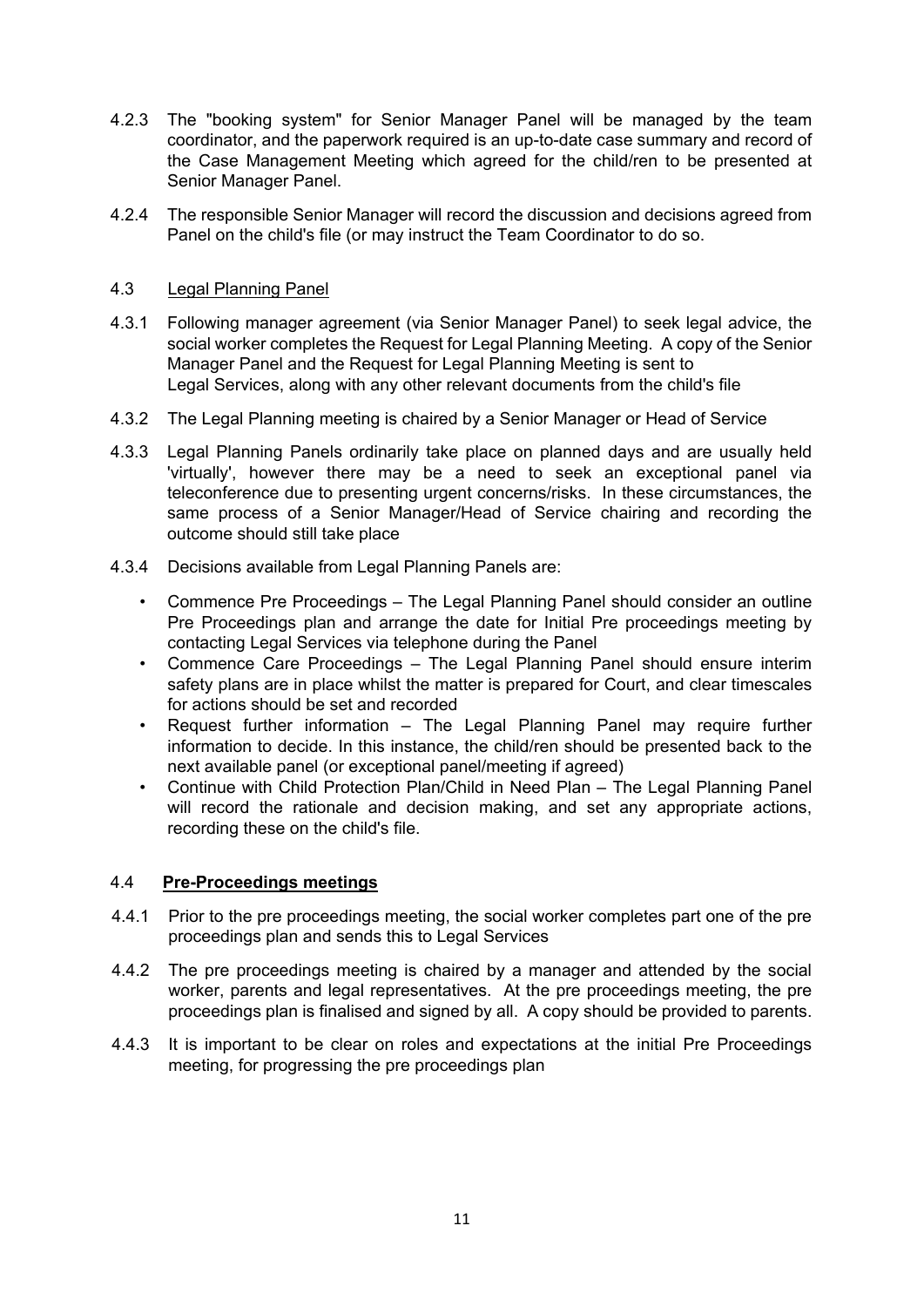4.2.3 The "booking system" for Senior Manager Panel will be managed by the team coordinator, and the paperwork required is an up-to-date case summary and record of the Case Management Meeting which agreed for the child/ren to be presented at Senior Manager Panel.

4.2.4 The responsible Senior Manager will record the discussion and decisions agreed from Panel on the child's file (or may instruct the Team Coordinator to do so.

### 4.3 Legal Planning Panel

4.3.1 Following manager agreement (via Senior Manager Panel) to seek legal advice, the social worker completes the Request for Legal Planning Meeting. A copy of the Senior Manager Panel and the Request for Legal Planning Meeting is sent to Legal Services, along with any other relevant documents from the child's file

4.3.2 The Legal Planning meeting is chaired by a Senior Manager or Head of Service

4.3.3 Legal Planning Panels ordinarily take place on planned days and are usually held 'virtually', however there may be a need to seek an exceptional panel via teleconference due to presenting urgent concerns/risks. In these circumstances, the same process of a Senior Manager/Head of Service chairing and recording the outcome should still take place

4.3.4 Decisions available from Legal Planning Panels are:

- Commence Pre Proceedings – The Legal Planning Panel should consider an outline Pre Proceedings plan and arrange the date for Initial Pre proceedings meeting by contacting Legal Services via telephone during the Panel
- Commence Care Proceedings – The Legal Planning Panel should ensure interim safety plans are in place whilst the matter is prepared for Court, and clear timescales for actions should be set and recorded
- Request further information – The Legal Planning Panel may require further information to decide. In this instance, the child/ren should be presented back to the next available panel (or exceptional panel/meeting if agreed)
- Continue with Child Protection Plan/Child in Need Plan – The Legal Planning Panel will record the rationale and decision making, and set any appropriate actions, recording these on the child's file.

### 4.4 **Pre-Proceedings meetings**

4.4.1 Prior to the pre proceedings meeting, the social worker completes part one of the pre proceedings plan and sends this to Legal Services

4.4.2 The pre proceedings meeting is chaired by a manager and attended by the social worker, parents and legal representatives. At the pre proceedings meeting, the pre proceedings plan is finalised and signed by all. A copy should be provided to parents.

4.4.3 It is important to be clear on roles and expectations at the initial Pre Proceedings meeting, for progressing the pre proceedings plan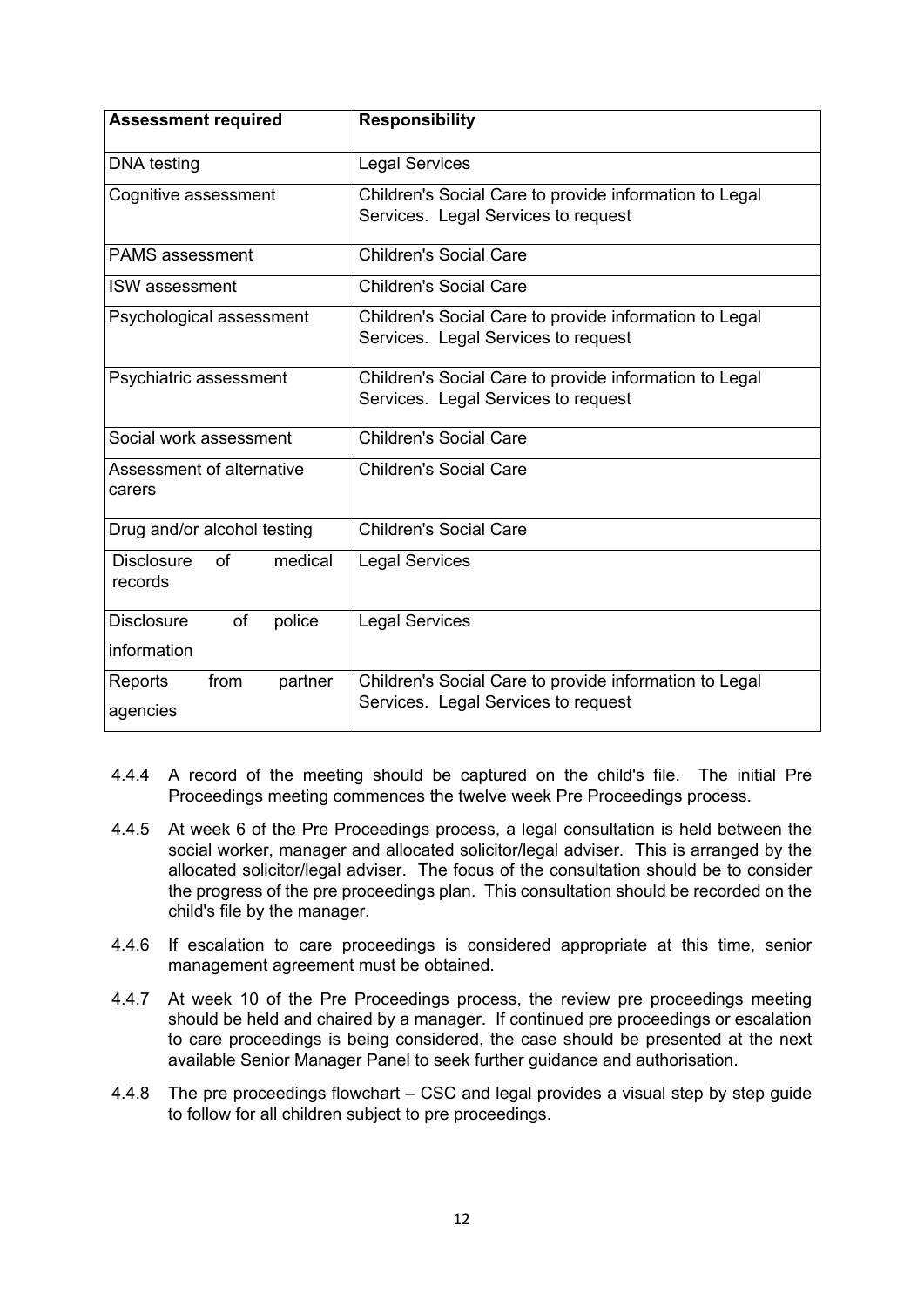| Assessment required | Responsibility |
| --- | --- |
| DNA testing | Legal Services |
| Cognitive assessment | Children's Social Care to provide information to Legal Services. Legal Services to request |
| PAMS assessment | Children's Social Care |
| ISW assessment | Children's Social Care |
| Psychological assessment | Children's Social Care to provide information to Legal Services. Legal Services to request |
| Psychiatric assessment | Children's Social Care to provide information to Legal Services. Legal Services to request |
| Social work assessment | Children's Social Care |
| Assessment of alternative carers | Children's Social Care |
| Drug and/or alcohol testing | Children's Social Care |
| Disclosure of medical records | Legal Services |
| Disclosure of police information | Legal Services |
| Reports from partner agencies | Children's Social Care to provide information to Legal Services. Legal Services to request |

4.4.4 A record of the meeting should be captured on the child's file. The initial Pre Proceedings meeting commences the twelve week Pre Proceedings process.

4.4.5 At week 6 of the Pre Proceedings process, a legal consultation is held between the social worker, manager and allocated solicitor/legal adviser. This is arranged by the allocated solicitor/legal adviser. The focus of the consultation should be to consider the progress of the pre proceedings plan. This consultation should be recorded on the child's file by the manager.

4.4.6 If escalation to care proceedings is considered appropriate at this time, senior management agreement must be obtained.

4.4.7 At week 10 of the Pre Proceedings process, the review pre proceedings meeting should be held and chaired by a manager. If continued pre proceedings or escalation to care proceedings is being considered, the case should be presented at the next available Senior Manager Panel to seek further guidance and authorisation.

4.4.8 The pre proceedings flowchart – CSC and legal provides a visual step by step guide to follow for all children subject to pre proceedings.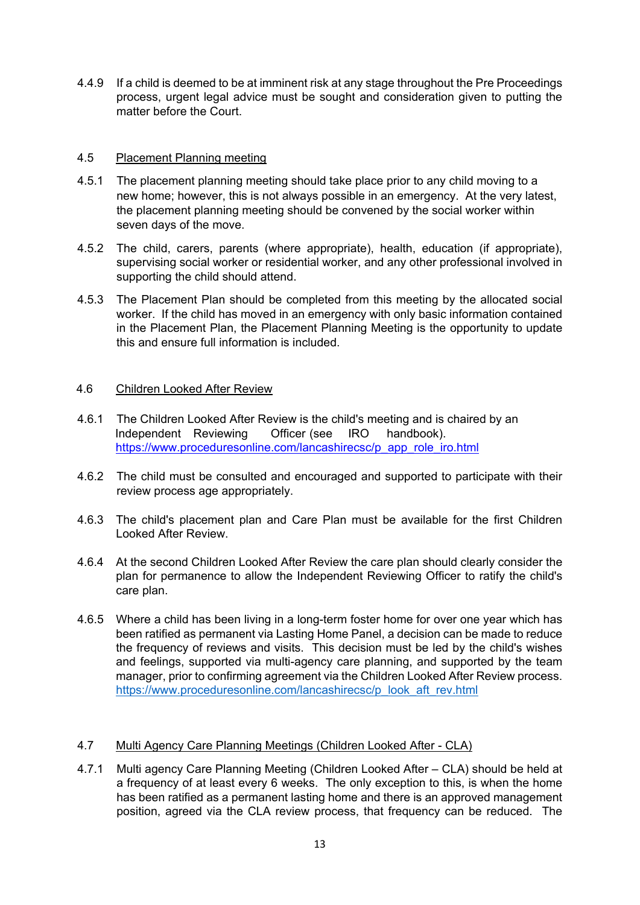4.4.9 If a child is deemed to be at imminent risk at any stage throughout the Pre Proceedings process, urgent legal advice must be sought and consideration given to putting the matter before the Court.

4.5 <u>Placement Planning meeting</u>

4.5.1 The placement planning meeting should take place prior to any child moving to a new home; however, this is not always possible in an emergency. At the very latest, the placement planning meeting should be convened by the social worker within seven days of the move.

4.5.2 The child, carers, parents (where appropriate), health, education (if appropriate), supervising social worker or residential worker, and any other professional involved in supporting the child should attend.

4.5.3 The Placement Plan should be completed from this meeting by the allocated social worker. If the child has moved in an emergency with only basic information contained in the Placement Plan, the Placement Planning Meeting is the opportunity to update this and ensure full information is included.

4.6 <u>Children Looked After Review</u>

4.6.1 The Children Looked After Review is the child's meeting and is chaired by an Independent Reviewing Officer (see IRO handbook). https://www.proceduresonline.com/lancashirecsc/p_app_role_iro.html

4.6.2 The child must be consulted and encouraged and supported to participate with their review process age appropriately.

4.6.3 The child's placement plan and Care Plan must be available for the first Children Looked After Review.

4.6.4 At the second Children Looked After Review the care plan should clearly consider the plan for permanence to allow the Independent Reviewing Officer to ratify the child's care plan.

4.6.5 Where a child has been living in a long-term foster home for over one year which has been ratified as permanent via Lasting Home Panel, a decision can be made to reduce the frequency of reviews and visits. This decision must be led by the child's wishes and feelings, supported via multi-agency care planning, and supported by the team manager, prior to confirming agreement via the Children Looked After Review process. https://www.proceduresonline.com/lancashirecsc/p_look_aft_rev.html

4.7 <u>Multi Agency Care Planning Meetings (Children Looked After - CLA)</u>

4.7.1 Multi agency Care Planning Meeting (Children Looked After – CLA) should be held at a frequency of at least every 6 weeks. The only exception to this, is when the home has been ratified as a permanent lasting home and there is an approved management position, agreed via the CLA review process, that frequency can be reduced. The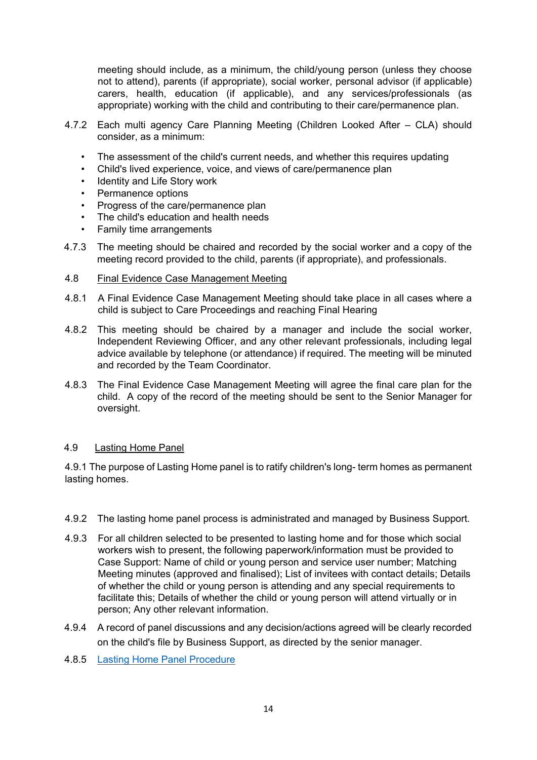meeting should include, as a minimum, the child/young person (unless they choose not to attend), parents (if appropriate), social worker, personal advisor (if applicable) carers, health, education (if applicable), and any services/professionals (as appropriate) working with the child and contributing to their care/permanence plan.

4.7.2 Each multi agency Care Planning Meeting (Children Looked After – CLA) should consider, as a minimum:

- The assessment of the child's current needs, and whether this requires updating
- Child's lived experience, voice, and views of care/permanence plan
- Identity and Life Story work
- Permanence options
- Progress of the care/permanence plan
- The child's education and health needs
- Family time arrangements

4.7.3 The meeting should be chaired and recorded by the social worker and a copy of the meeting record provided to the child, parents (if appropriate), and professionals.

4.8 Final Evidence Case Management Meeting

4.8.1 A Final Evidence Case Management Meeting should take place in all cases where a child is subject to Care Proceedings and reaching Final Hearing

4.8.2 This meeting should be chaired by a manager and include the social worker, Independent Reviewing Officer, and any other relevant professionals, including legal advice available by telephone (or attendance) if required. The meeting will be minuted and recorded by the Team Coordinator.

4.8.3 The Final Evidence Case Management Meeting will agree the final care plan for the child. A copy of the record of the meeting should be sent to the Senior Manager for oversight.

4.9 Lasting Home Panel

4.9.1 The purpose of Lasting Home panel is to ratify children's long- term homes as permanent lasting homes.

4.9.2 The lasting home panel process is administrated and managed by Business Support.

4.9.3 For all children selected to be presented to lasting home and for those which social workers wish to present, the following paperwork/information must be provided to Case Support: Name of child or young person and service user number; Matching Meeting minutes (approved and finalised); List of invitees with contact details; Details of whether the child or young person is attending and any special requirements to facilitate this; Details of whether the child or young person will attend virtually or in person; Any other relevant information.

4.9.4 A record of panel discussions and any decision/actions agreed will be clearly recorded on the child's file by Business Support, as directed by the senior manager.

4.8.5 Lasting Home Panel Procedure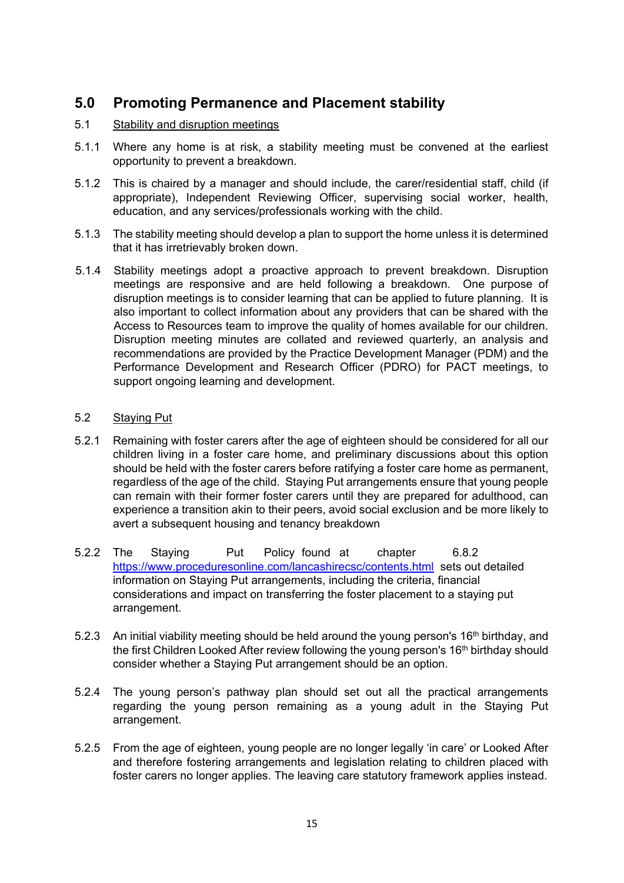## 5.0 Promoting Permanence and Placement stability

### 5.1 Stability and disruption meetings

5.1.1 Where any home is at risk, a stability meeting must be convened at the earliest opportunity to prevent a breakdown.

5.1.2 This is chaired by a manager and should include, the carer/residential staff, child (if appropriate), Independent Reviewing Officer, supervising social worker, health, education, and any services/professionals working with the child.

5.1.3 The stability meeting should develop a plan to support the home unless it is determined that it has irretrievably broken down.

5.1.4 Stability meetings adopt a proactive approach to prevent breakdown. Disruption meetings are responsive and are held following a breakdown. One purpose of disruption meetings is to consider learning that can be applied to future planning. It is also important to collect information about any providers that can be shared with the Access to Resources team to improve the quality of homes available for our children. Disruption meeting minutes are collated and reviewed quarterly, an analysis and recommendations are provided by the Practice Development Manager (PDM) and the Performance Development and Research Officer (PDRO) for PACT meetings, to support ongoing learning and development.

### 5.2 Staying Put

5.2.1 Remaining with foster carers after the age of eighteen should be considered for all our children living in a foster care home, and preliminary discussions about this option should be held with the foster carers before ratifying a foster care home as permanent, regardless of the age of the child. Staying Put arrangements ensure that young people can remain with their former foster carers until they are prepared for adulthood, can experience a transition akin to their peers, avoid social exclusion and be more likely to avert a subsequent housing and tenancy breakdown

5.2.2 The Staying Put Policy found at chapter 6.8.2 https://www.proceduresonline.com/lancashirecsc/contents.html sets out detailed information on Staying Put arrangements, including the criteria, financial considerations and impact on transferring the foster placement to a staying put arrangement.

5.2.3 An initial viability meeting should be held around the young person's 16th birthday, and the first Children Looked After review following the young person's 16th birthday should consider whether a Staying Put arrangement should be an option.

5.2.4 The young person's pathway plan should set out all the practical arrangements regarding the young person remaining as a young adult in the Staying Put arrangement.

5.2.5 From the age of eighteen, young people are no longer legally 'in care' or Looked After and therefore fostering arrangements and legislation relating to children placed with foster carers no longer applies. The leaving care statutory framework applies instead.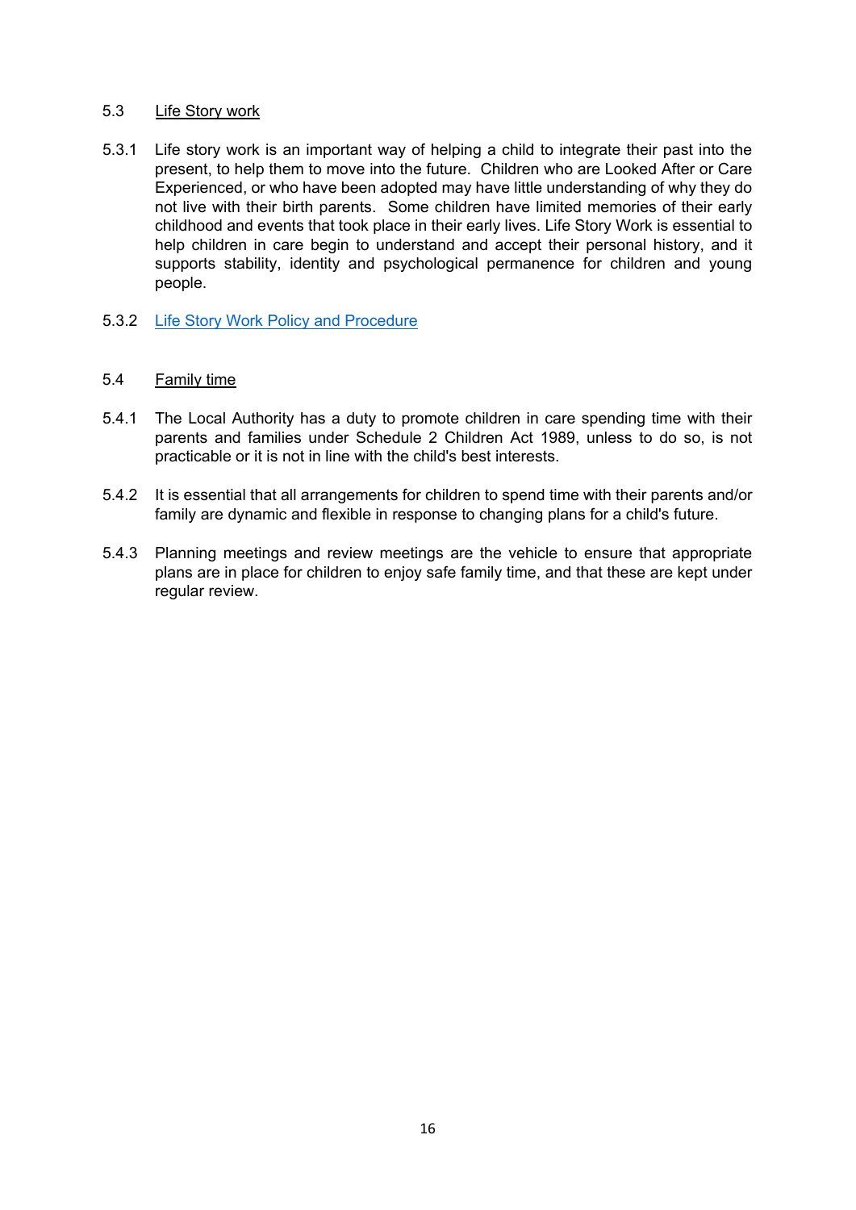## 5.3 Life Story work

5.3.1 Life story work is an important way of helping a child to integrate their past into the present, to help them to move into the future. Children who are Looked After or Care Experienced, or who have been adopted may have little understanding of why they do not live with their birth parents. Some children have limited memories of their early childhood and events that took place in their early lives. Life Story Work is essential to help children in care begin to understand and accept their personal history, and it supports stability, identity and psychological permanence for children and young people.

5.3.2 Life Story Work Policy and Procedure

## 5.4 Family time

5.4.1 The Local Authority has a duty to promote children in care spending time with their parents and families under Schedule 2 Children Act 1989, unless to do so, is not practicable or it is not in line with the child's best interests.

5.4.2 It is essential that all arrangements for children to spend time with their parents and/or family are dynamic and flexible in response to changing plans for a child's future.

5.4.3 Planning meetings and review meetings are the vehicle to ensure that appropriate plans are in place for children to enjoy safe family time, and that these are kept under regular review.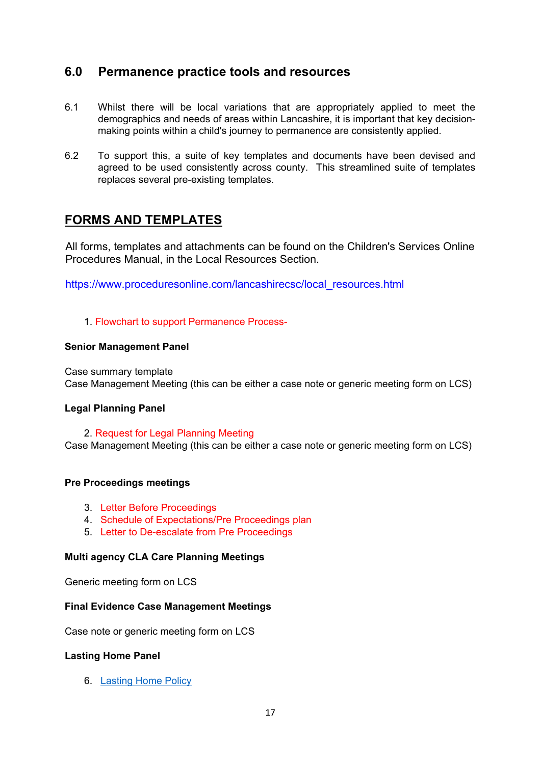## 6.0 Permanence practice tools and resources

6.1 Whilst there will be local variations that are appropriately applied to meet the demographics and needs of areas within Lancashire, it is important that key decision-making points within a child's journey to permanence are consistently applied.

6.2 To support this, a suite of key templates and documents have been devised and agreed to be used consistently across county. This streamlined suite of templates replaces several pre-existing templates.

## FORMS AND TEMPLATES

All forms, templates and attachments can be found on the Children's Services Online Procedures Manual, in the Local Resources Section.

https://www.proceduresonline.com/lancashirecsc/local_resources.html

1. Flowchart to support Permanence Process-

**Senior Management Panel**

Case summary template
Case Management Meeting (this can be either a case note or generic meeting form on LCS)

**Legal Planning Panel**

2. Request for Legal Planning Meeting

Case Management Meeting (this can be either a case note or generic meeting form on LCS)

**Pre Proceedings meetings**

3. Letter Before Proceedings
4. Schedule of Expectations/Pre Proceedings plan
5. Letter to De-escalate from Pre Proceedings

**Multi agency CLA Care Planning Meetings**

Generic meeting form on LCS

**Final Evidence Case Management Meetings**

Case note or generic meeting form on LCS

**Lasting Home Panel**

6. Lasting Home Policy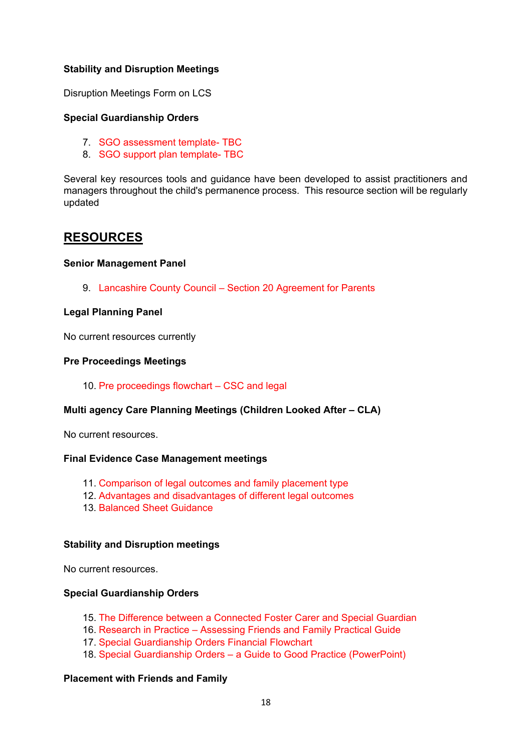**Stability and Disruption Meetings**

Disruption Meetings Form on LCS

**Special Guardianship Orders**

7. SGO assessment template- TBC
8. SGO support plan template- TBC

Several key resources tools and guidance have been developed to assist practitioners and managers throughout the child's permanence process. This resource section will be regularly updated

## RESOURCES

**Senior Management Panel**

9. Lancashire County Council – Section 20 Agreement for Parents

**Legal Planning Panel**

No current resources currently

**Pre Proceedings Meetings**

10. Pre proceedings flowchart – CSC and legal

**Multi agency Care Planning Meetings (Children Looked After – CLA)**

No current resources.

**Final Evidence Case Management meetings**

11. Comparison of legal outcomes and family placement type
12. Advantages and disadvantages of different legal outcomes
13. Balanced Sheet Guidance

**Stability and Disruption meetings**

No current resources.

**Special Guardianship Orders**

15. The Difference between a Connected Foster Carer and Special Guardian
16. Research in Practice – Assessing Friends and Family Practical Guide
17. Special Guardianship Orders Financial Flowchart
18. Special Guardianship Orders – a Guide to Good Practice (PowerPoint)

**Placement with Friends and Family**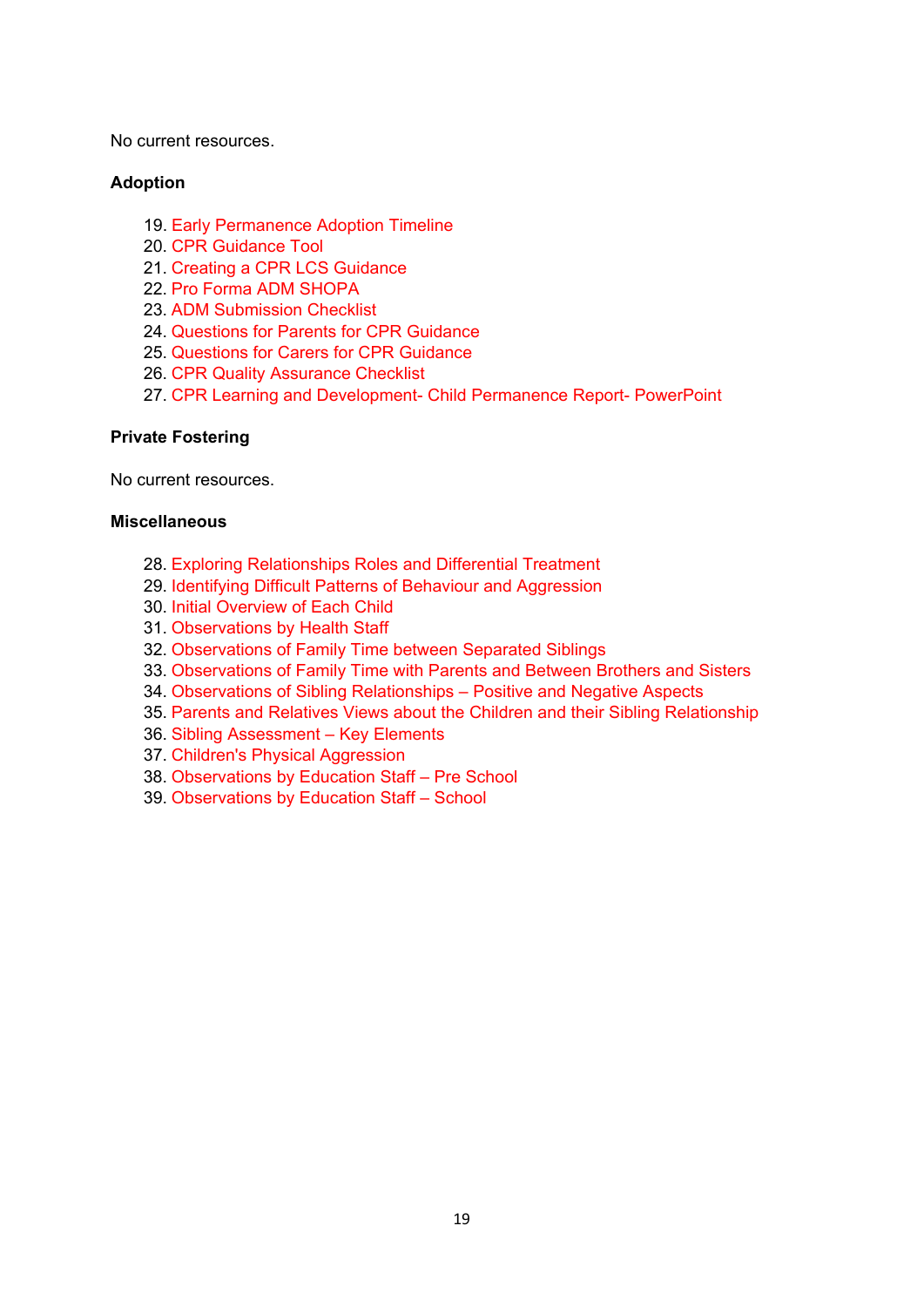No current resources.

**Adoption**

19. Early Permanence Adoption Timeline
20. CPR Guidance Tool
21. Creating a CPR LCS Guidance
22. Pro Forma ADM SHOPA
23. ADM Submission Checklist
24. Questions for Parents for CPR Guidance
25. Questions for Carers for CPR Guidance
26. CPR Quality Assurance Checklist
27. CPR Learning and Development- Child Permanence Report- PowerPoint

**Private Fostering**

No current resources.

**Miscellaneous**

28. Exploring Relationships Roles and Differential Treatment
29. Identifying Difficult Patterns of Behaviour and Aggression
30. Initial Overview of Each Child
31. Observations by Health Staff
32. Observations of Family Time between Separated Siblings
33. Observations of Family Time with Parents and Between Brothers and Sisters
34. Observations of Sibling Relationships – Positive and Negative Aspects
35. Parents and Relatives Views about the Children and their Sibling Relationship
36. Sibling Assessment – Key Elements
37. Children's Physical Aggression
38. Observations by Education Staff – Pre School
39. Observations by Education Staff – School